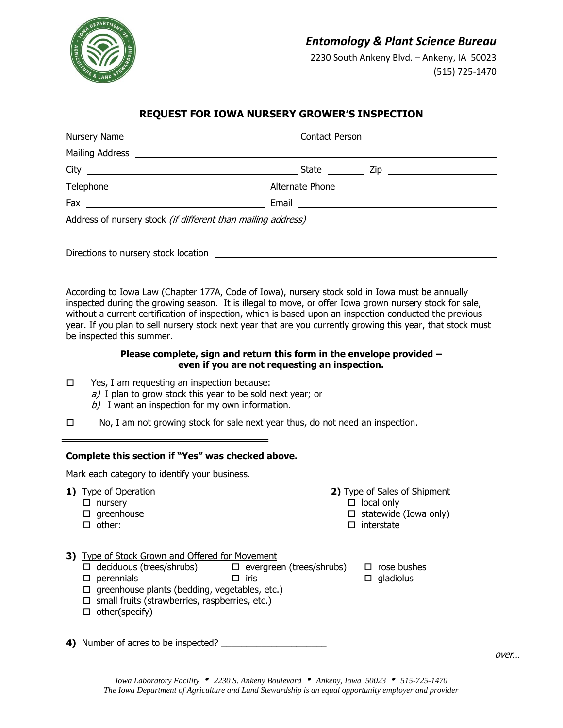## *Entomology & Plant Science Bureau*

2230 South Ankeny Blvd. – Ankeny, IA 50023
(515) 725-1470

# REQUEST FOR IOWA NURSERY GROWER'S INSPECTION

Nursery Name ______________________ Contact Person ______________________

Mailing Address ______________________

City ______________________ State ________ Zip ______________________

Telephone ______________________ Alternate Phone ______________________

Fax ______________________ Email ______________________

Address of nursery stock *(if different than mailing address)* ______________________

______________________

Directions to nursery stock location ______________________

______________________

According to Iowa Law (Chapter 177A, Code of Iowa), nursery stock sold in Iowa must be annually inspected during the growing season. It is illegal to move, or offer Iowa grown nursery stock for sale, without a current certification of inspection, which is based upon an inspection conducted the previous year. If you plan to sell nursery stock next year that are you currently growing this year, that stock must be inspected this summer.

**Please complete, sign and return this form in the envelope provided – even if you are not requesting an inspection.**

- ☐ Yes, I am requesting an inspection because:
  - *a)* I plan to grow stock this year to be sold next year; or
  - *b)* I want an inspection for my own information.
- ☐ No, I am not growing stock for sale next year thus, do not need an inspection.

---

**Complete this section if "Yes" was checked above.**

Mark each category to identify your business.

**1)** Type of Operation
- ☐ nursery
- ☐ greenhouse
- ☐ other: ______________________

**2)** Type of Sales of Shipment
- ☐ local only
- ☐ statewide (Iowa only)
- ☐ interstate

**3)** Type of Stock Grown and Offered for Movement
- ☐ deciduous (trees/shrubs)
- ☐ evergreen (trees/shrubs)
- ☐ rose bushes
- ☐ perennials
- ☐ iris
- ☐ gladiolus
- ☐ greenhouse plants (bedding, vegetables, etc.)
- ☐ small fruits (strawberries, raspberries, etc.)
- ☐ other(specify) ______________________

**4)** Number of acres to be inspected? ______________________

*over…*

*Iowa Laboratory Facility • 2230 S. Ankeny Boulevard • Ankeny, Iowa 50023 • 515-725-1470*
*The Iowa Department of Agriculture and Land Stewardship is an equal opportunity employer and provider*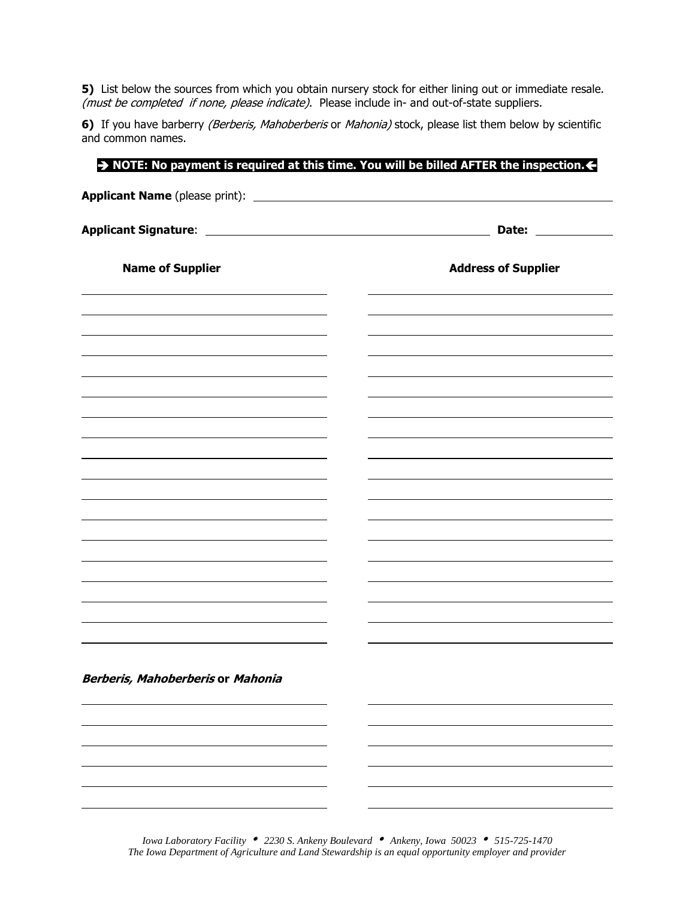**5)** List below the sources from which you obtain nursery stock for either lining out or immediate resale. *(must be completed if none, please indicate)*. Please include in- and out-of-state suppliers.

**6)** If you have barberry *(Berberis, Mahoberberis* or *Mahonia)* stock, please list them below by scientific and common names.

**➔ NOTE: No payment is required at this time. You will be billed AFTER the inspection. ➔**

**Applicant Name** (please print): ______________________________

**Applicant Signature**: ______________________________ **Date:** ____________

| Name of Supplier | Address of Supplier |
|---|---|
| | |
| | |
| | |
| | |
| | |
| | |
| | |
| | |
| | |
| | |
| | |
| | |
| | |
| | |
| | |
| | |
| | |
| | |

***Berberis, Mahoberberis* or *Mahonia***

| | |
|---|---|
| | |
| | |
| | |
| | |
| | |
| | |

*Iowa Laboratory Facility • 2230 S. Ankeny Boulevard • Ankeny, Iowa 50023 • 515-725-1470*
*The Iowa Department of Agriculture and Land Stewardship is an equal opportunity employer and provider*